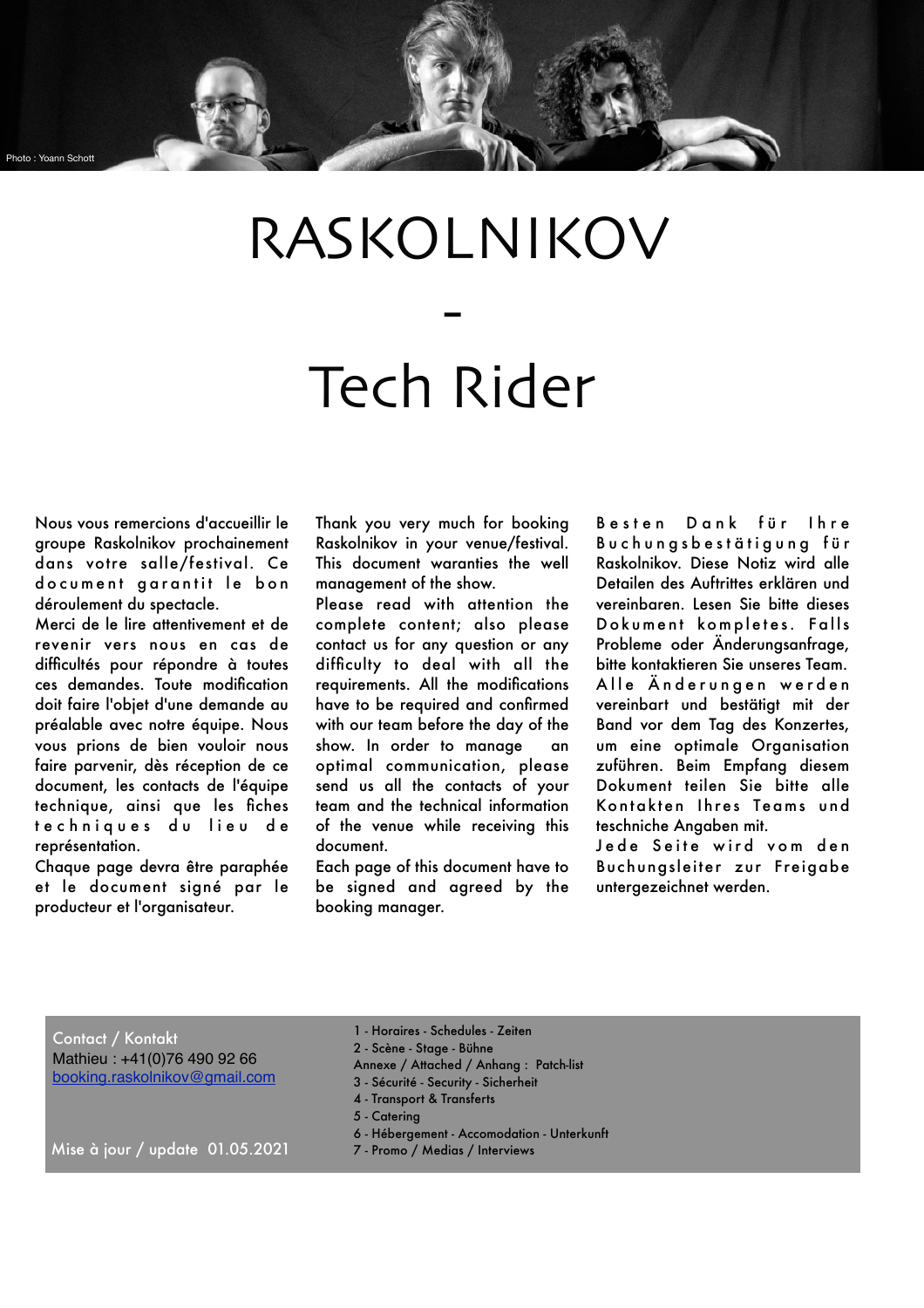Photo : Yoann Schott

# RASKOLNIKOV

# -

# Tech Rider

Nous vous remercions d'accueillir le groupe Raskolnikov prochainement dans votre salle/festival. Ce document garantit le bon déroulement du spectacle.
Merci de le lire attentivement et de revenir vers nous en cas de difficultés pour répondre à toutes ces demandes. Toute modification doit faire l'objet d'une demande au préalable avec notre équipe. Nous vous prions de bien vouloir nous faire parvenir, dès réception de ce document, les contacts de l'équipe technique, ainsi que les fiches techniques du lieu de représentation.
Chaque page devra être paraphée et le document signé par le producteur et l'organisateur.

Thank you very much for booking Raskolnikov in your venue/festival. This document waranties the well management of the show.
Please read with attention the complete content; also please contact us for any question or any difficulty to deal with all the requirements. All the modifications have to be required and confirmed with our team before the day of the show. In order to manage an optimal communication, please send us all the contacts of your team and the technical information of the venue while receiving this document.
Each page of this document have to be signed and agreed by the booking manager.

Besten Dank für Ihre Buchungsbestätigung für Raskolnikov. Diese Notiz wird alle Detailen des Auftrittes erklären und vereinbaren. Lesen Sie bitte dieses Dokument komplettes. Falls Probleme oder Änderungsanfrage, bitte kontaktieren Sie unseres Team. Alle Änderungen werden vereinbart und bestätigt mit der Band vor dem Tag des Konzertes, um eine optimale Organisation zuführen. Beim Empfang diesem Dokument teilen Sie bitte alle Kontakten Ihres Teams und teschniche Angaben mit.
Jede Seite wird vom den Buchungsleiter zur Freigabe untergezeichnet werden.

Contact / Kontakt
Mathieu : +41(0)76 490 92 66
booking.raskolnikov@gmail.com

Mise à jour / update 01.05.2021

1 - Horaires - Schedules - Zeiten
2 - Scène - Stage - Bühne
Annexe / Attached / Anhang : Patch-list
3 - Sécurité - Security - Sicherheit
4 - Transport & Transferts
5 - Catering
6 - Hébergement - Accomodation - Unterkunft
7 - Promo / Medias / Interviews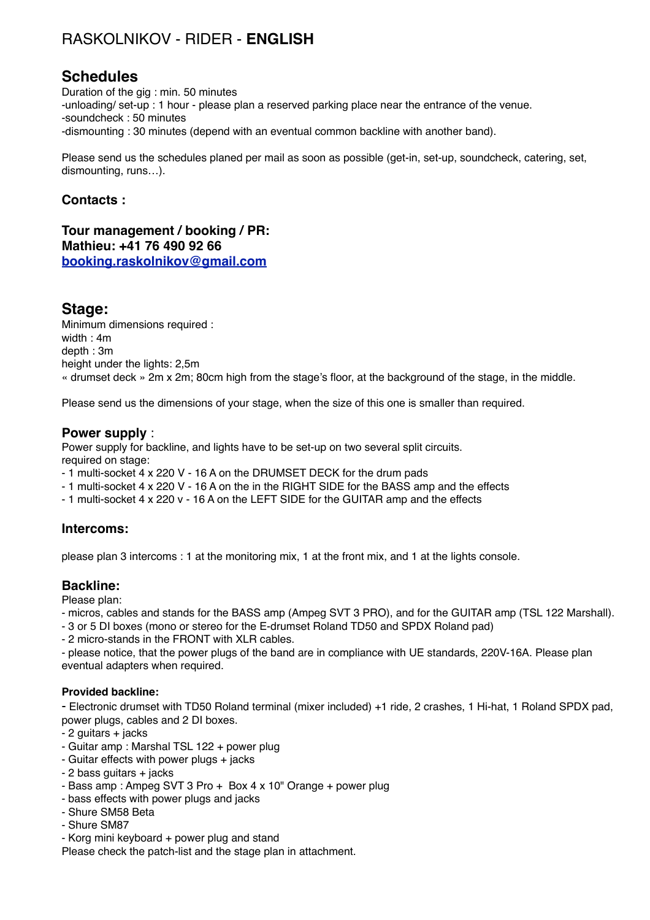# RASKOLNIKOV - RIDER - **ENGLISH**

## Schedules

Duration of the gig : min. 50 minutes
-unloading/ set-up : 1 hour - please plan a reserved parking place near the entrance of the venue.
-soundcheck : 50 minutes
-dismounting : 30 minutes (depend with an eventual common backline with another band).

Please send us the schedules planed per mail as soon as possible (get-in, set-up, soundcheck, catering, set, dismounting, runs…).

### Contacts :

**Tour management / booking / PR:**
**Mathieu: +41 76 490 92 66**
**booking.raskolnikov@gmail.com**

## Stage:

Minimum dimensions required :
width : 4m
depth : 3m
height under the lights: 2,5m
« drumset deck » 2m x 2m; 80cm high from the stage's floor, at the background of the stage, in the middle.

Please send us the dimensions of your stage, when the size of this one is smaller than required.

### Power supply :

Power supply for backline, and lights have to be set-up on two several split circuits.
required on stage:

- 1 multi-socket 4 x 220 V - 16 A on the DRUMSET DECK for the drum pads
- 1 multi-socket 4 x 220 V - 16 A on the in the RIGHT SIDE for the BASS amp and the effects
- 1 multi-socket 4 x 220 v - 16 A on the LEFT SIDE for the GUITAR amp and the effects

### Intercoms:

please plan 3 intercoms : 1 at the monitoring mix, 1 at the front mix, and 1 at the lights console.

### Backline:

Please plan:

- micros, cables and stands for the BASS amp (Ampeg SVT 3 PRO), and for the GUITAR amp (TSL 122 Marshall).
- 3 or 5 DI boxes (mono or stereo for the E-drumset Roland TD50 and SPDX Roland pad)
- 2 micro-stands in the FRONT with XLR cables.
- please notice, that the power plugs of the band are in compliance with UE standards, 220V-16A. Please plan eventual adapters when required.

#### Provided backline:

- Electronic drumset with TD50 Roland terminal (mixer included) +1 ride, 2 crashes, 1 Hi-hat, 1 Roland SPDX pad, power plugs, cables and 2 DI boxes.
- 2 guitars + jacks
- Guitar amp : Marshal TSL 122 + power plug
- Guitar effects with power plugs + jacks
- 2 bass guitars + jacks
- Bass amp : Ampeg SVT 3 Pro + Box 4 x 10" Orange + power plug
- bass effects with power plugs and jacks
- Shure SM58 Beta
- Shure SM87
- Korg mini keyboard + power plug and stand

Please check the patch-list and the stage plan in attachment.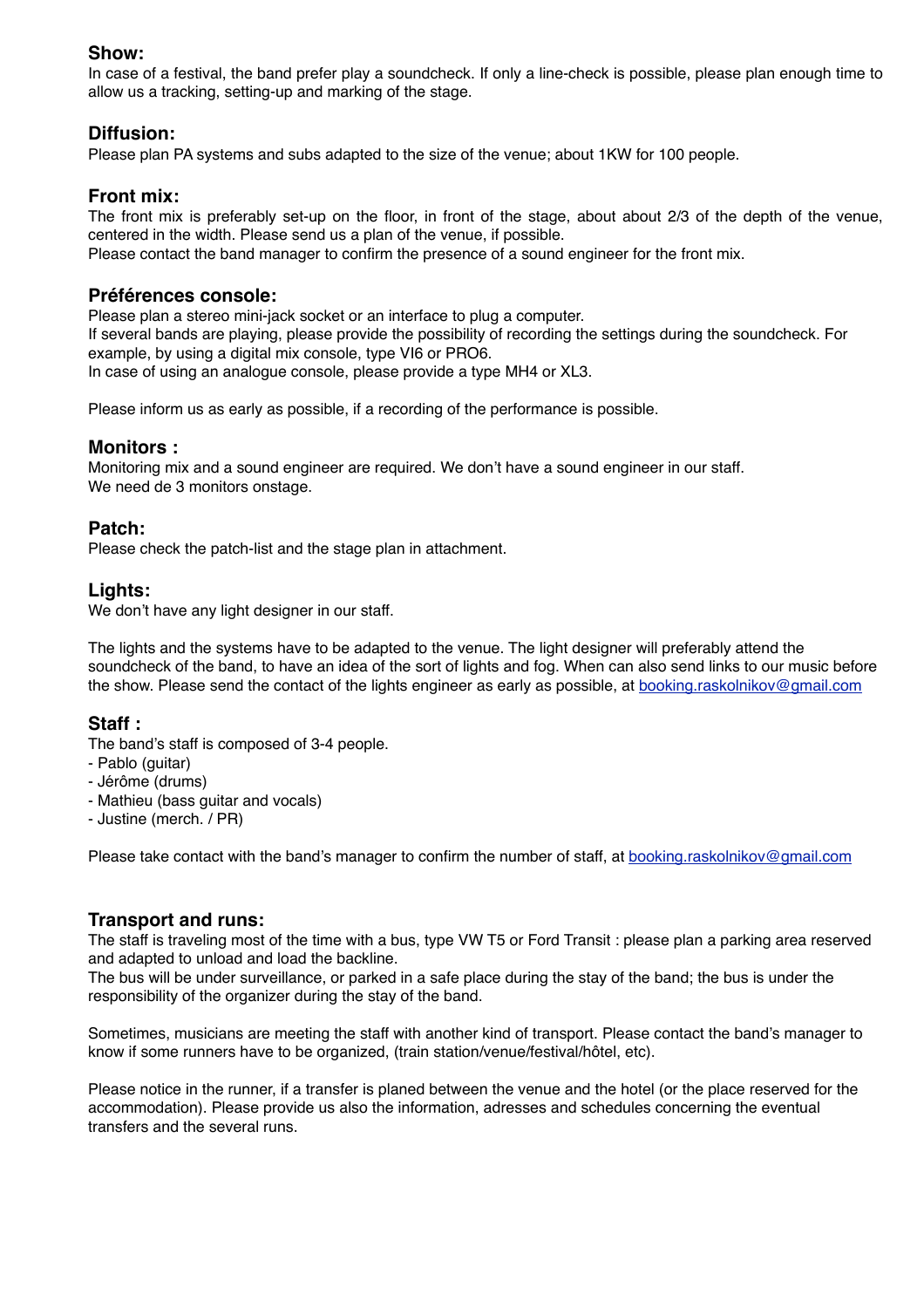## Show:

In case of a festival, the band prefer play a soundcheck. If only a line-check is possible, please plan enough time to allow us a tracking, setting-up and marking of the stage.

## Diffusion:

Please plan PA systems and subs adapted to the size of the venue; about 1KW for 100 people.

## Front mix:

The front mix is preferably set-up on the floor, in front of the stage, about about 2/3 of the depth of the venue, centered in the width. Please send us a plan of the venue, if possible.

Please contact the band manager to confirm the presence of a sound engineer for the front mix.

## Préférences console:

Please plan a stereo mini-jack socket or an interface to plug a computer.

If several bands are playing, please provide the possibility of recording the settings during the soundcheck. For example, by using a digital mix console, type VI6 or PRO6.

In case of using an analogue console, please provide a type MH4 or XL3.

Please inform us as early as possible, if a recording of the performance is possible.

## Monitors :

Monitoring mix and a sound engineer are required. We don't have a sound engineer in our staff.

We need de 3 monitors onstage.

## Patch:

Please check the patch-list and the stage plan in attachment.

## Lights:

We don't have any light designer in our staff.

The lights and the systems have to be adapted to the venue. The light designer will preferably attend the soundcheck of the band, to have an idea of the sort of lights and fog. When can also send links to our music before the show. Please send the contact of the lights engineer as early as possible, at booking.raskolnikov@gmail.com

## Staff :

The band's staff is composed of 3-4 people.

- Pablo (guitar)
- Jérôme (drums)
- Mathieu (bass guitar and vocals)
- Justine (merch. / PR)

Please take contact with the band's manager to confirm the number of staff, at booking.raskolnikov@gmail.com

## Transport and runs:

The staff is traveling most of the time with a bus, type VW T5 or Ford Transit : please plan a parking area reserved and adapted to unload and load the backline.

The bus will be under surveillance, or parked in a safe place during the stay of the band; the bus is under the responsibility of the organizer during the stay of the band.

Sometimes, musicians are meeting the staff with another kind of transport. Please contact the band's manager to know if some runners have to be organized, (train station/venue/festival/hôtel, etc).

Please notice in the runner, if a transfer is planed between the venue and the hotel (or the place reserved for the accommodation). Please provide us also the information, adresses and schedules concerning the eventual transfers and the several runs.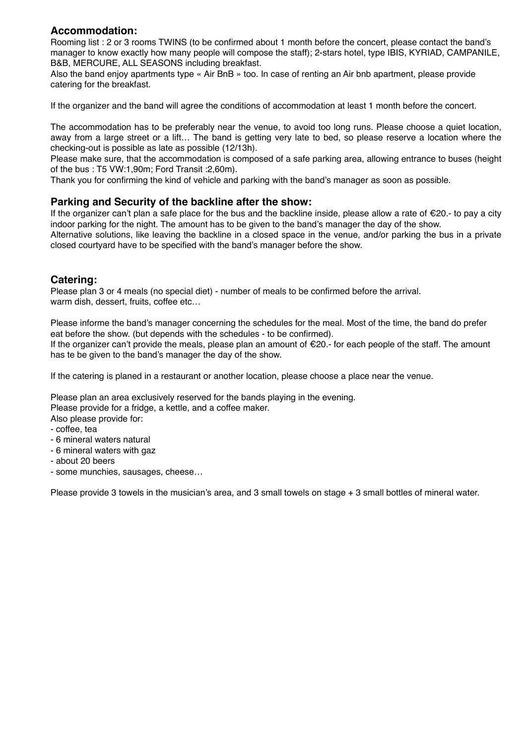## Accommodation:

Rooming list : 2 or 3 rooms TWINS (to be confirmed about 1 month before the concert, please contact the band's manager to know exactly how many people will compose the staff); 2-stars hotel, type IBIS, KYRIAD, CAMPANILE, B&B, MERCURE, ALL SEASONS including breakfast.
Also the band enjoy apartments type « Air BnB » too. In case of renting an Air bnb apartment, please provide catering for the breakfast.

If the organizer and the band will agree the conditions of accommodation at least 1 month before the concert.

The accommodation has to be preferably near the venue, to avoid too long runs. Please choose a quiet location, away from a large street or a lift… The band is getting very late to bed, so please reserve a location where the checking-out is possible as late as possible (12/13h).
Please make sure, that the accommodation is composed of a safe parking area, allowing entrance to buses (height of the bus : T5 VW:1,90m; Ford Transit :2,60m).
Thank you for confirming the kind of vehicle and parking with the band's manager as soon as possible.

## Parking and Security of the backline after the show:

If the organizer can't plan a safe place for the bus and the backline inside, please allow a rate of €20.- to pay a city indoor parking for the night. The amount has to be given to the band's manager the day of the show.
Alternative solutions, like leaving the backline in a closed space in the venue, and/or parking the bus in a private closed courtyard have to be specified with the band's manager before the show.

## Catering:

Please plan 3 or 4 meals (no special diet) - number of meals to be confirmed before the arrival.
warm dish, dessert, fruits, coffee etc…

Please informe the band's manager concerning the schedules for the meal. Most of the time, the band do prefer eat before the show. (but depends with the schedules - to be confirmed).
If the organizer can't provide the meals, please plan an amount of €20.- for each people of the staff. The amount has te be given to the band's manager the day of the show.

If the catering is planed in a restaurant or another location, please choose a place near the venue.

Please plan an area exclusively reserved for the bands playing in the evening.
Please provide for a fridge, a kettle, and a coffee maker.
Also please provide for:

- coffee, tea
- 6 mineral waters natural
- 6 mineral waters with gaz
- about 20 beers
- some munchies, sausages, cheese…

Please provide 3 towels in the musician's area, and 3 small towels on stage + 3 small bottles of mineral water.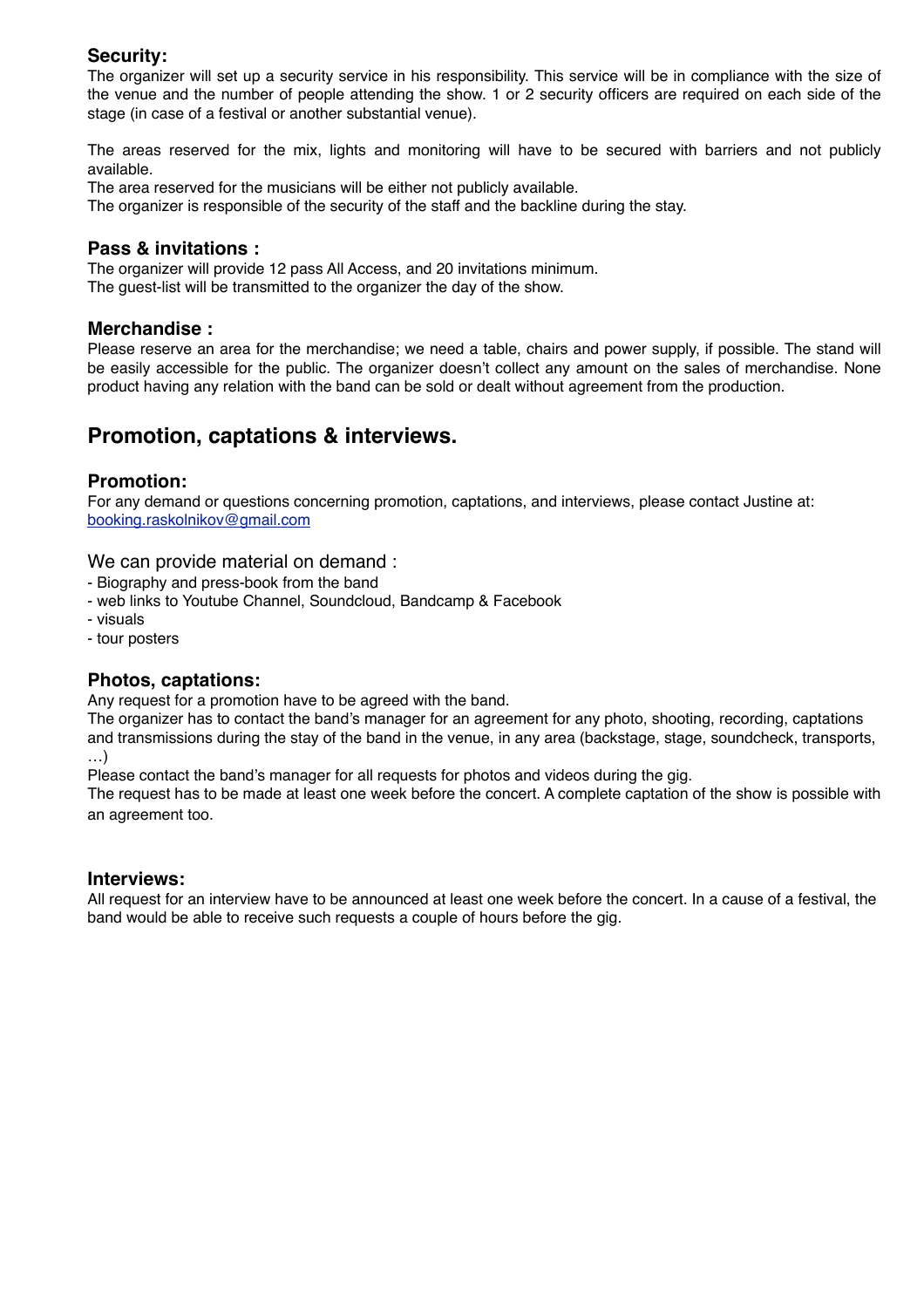### Security:

The organizer will set up a security service in his responsibility. This service will be in compliance with the size of the venue and the number of people attending the show. 1 or 2 security officers are required on each side of the stage (in case of a festival or another substantial venue).

The areas reserved for the mix, lights and monitoring will have to be secured with barriers and not publicly available.
The area reserved for the musicians will be either not publicly available.
The organizer is responsible of the security of the staff and the backline during the stay.

### Pass & invitations :

The organizer will provide 12 pass All Access, and 20 invitations minimum.
The guest-list will be transmitted to the organizer the day of the show.

### Merchandise :

Please reserve an area for the merchandise; we need a table, chairs and power supply, if possible. The stand will be easily accessible for the public. The organizer doesn't collect any amount on the sales of merchandise. None product having any relation with the band can be sold or dealt without agreement from the production.

## Promotion, captations & interviews.

### Promotion:

For any demand or questions concerning promotion, captations, and interviews, please contact Justine at: booking.raskolnikov@gmail.com

We can provide material on demand :

- Biography and press-book from the band
- web links to Youtube Channel, Soundcloud, Bandcamp & Facebook
- visuals
- tour posters

### Photos, captations:

Any request for a promotion have to be agreed with the band.
The organizer has to contact the band's manager for an agreement for any photo, shooting, recording, captations and transmissions during the stay of the band in the venue, in any area (backstage, stage, soundcheck, transports, …)
Please contact the band's manager for all requests for photos and videos during the gig.
The request has to be made at least one week before the concert. A complete captation of the show is possible with an agreement too.

### Interviews:

All request for an interview have to be announced at least one week before the concert. In a cause of a festival, the band would be able to receive such requests a couple of hours before the gig.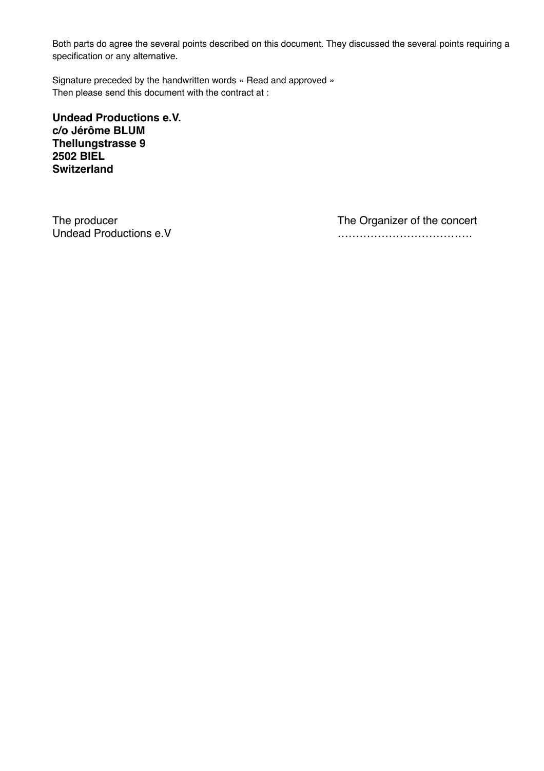Both parts do agree the several points described on this document. They discussed the several points requiring a specification or any alternative.

Signature preceded by the handwritten words « Read and approved »
Then please send this document with the contract at :

**Undead Productions e.V.**
**c/o Jérôme BLUM**
**Thellungstrasse 9**
**2502 BIEL**
**Switzerland**

The producer
Undead Productions e.V

The Organizer of the concert
……………………………….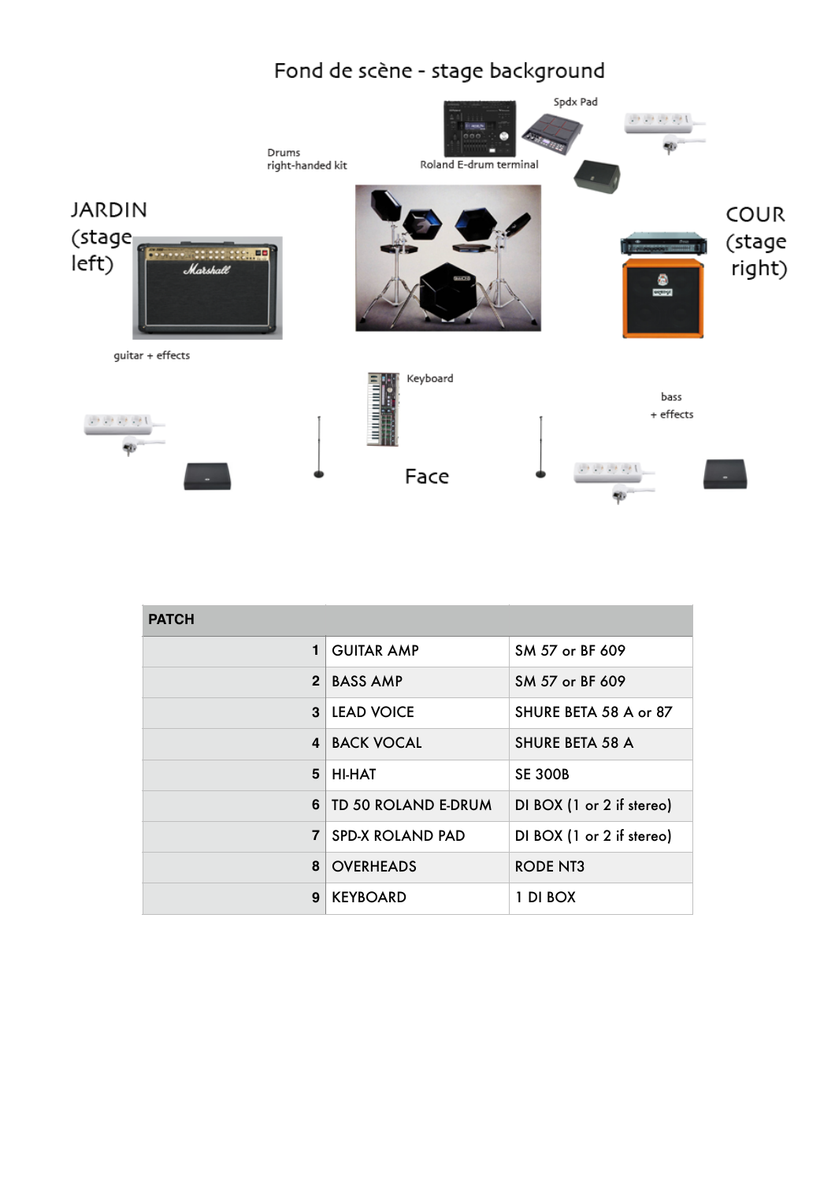Fond de scène - stage background

Drums
right-handed kit

Roland E-drum terminal

Spdx Pad

JARDIN
(stage left)

guitar + effects

COUR
(stage right)

Keyboard

bass
+ effects

Face

| PATCH | | |
|---|---|---|
| 1 | GUITAR AMP | SM 57 or BF 609 |
| 2 | BASS AMP | SM 57 or BF 609 |
| 3 | LEAD VOICE | SHURE BETA 58 A or 87 |
| 4 | BACK VOCAL | SHURE BETA 58 A |
| 5 | HI-HAT | SE 300B |
| 6 | TD 50 ROLAND E-DRUM | DI BOX (1 or 2 if stereo) |
| 7 | SPD-X ROLAND PAD | DI BOX (1 or 2 if stereo) |
| 8 | OVERHEADS | RODE NT3 |
| 9 | KEYBOARD | 1 DI BOX |